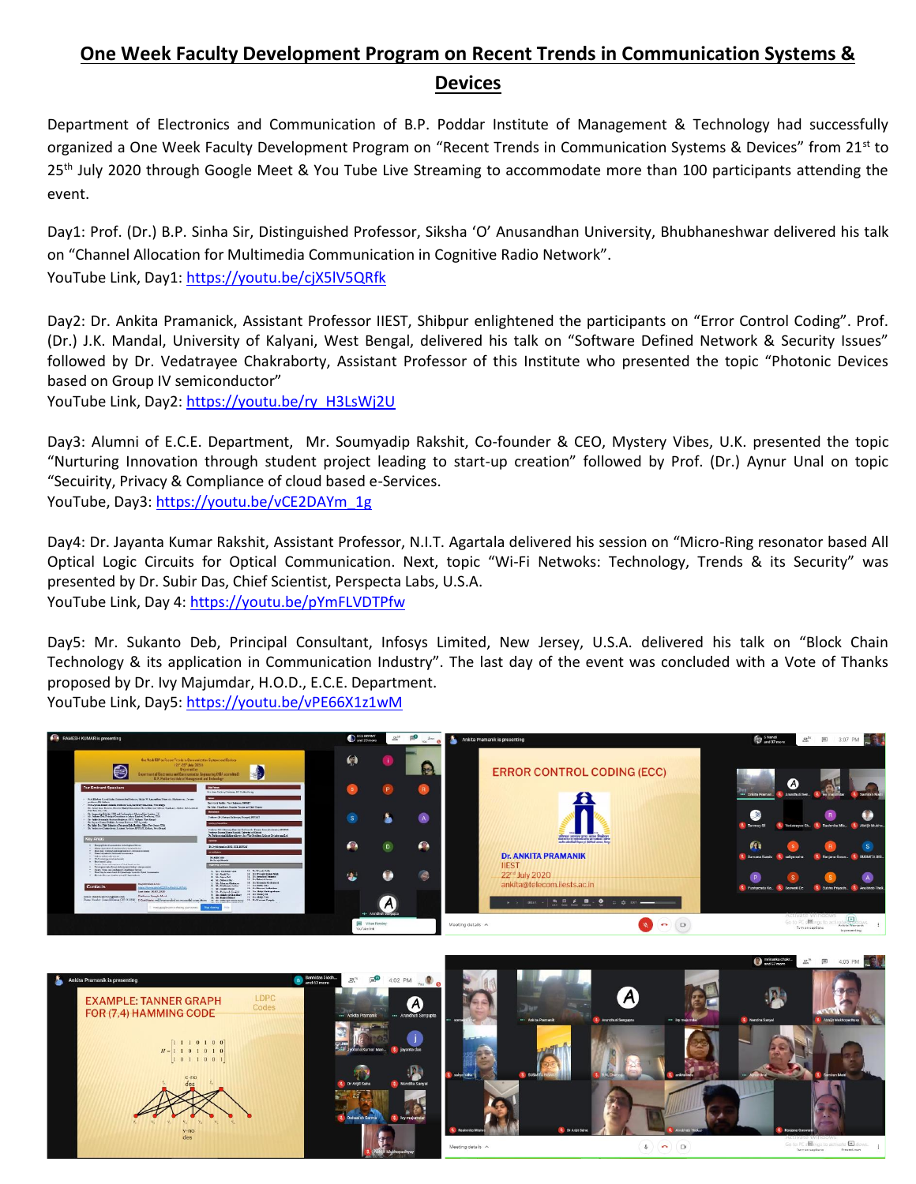# One Week Faculty Development Program on Recent Trends in Communication Systems & Devices

Department of Electronics and Communication of B.P. Poddar Institute of Management & Technology had successfully organized a One Week Faculty Development Program on "Recent Trends in Communication Systems & Devices" from 21st to 25th July 2020 through Google Meet & You Tube Live Streaming to accommodate more than 100 participants attending the event.

Day1: Prof. (Dr.) B.P. Sinha Sir, Distinguished Professor, Siksha 'O' Anusandhan University, Bhubhaneshwar delivered his talk on "Channel Allocation for Multimedia Communication in Cognitive Radio Network".
YouTube Link, Day1: https://youtu.be/cjX5lV5QRfk

Day2: Dr. Ankita Pramanick, Assistant Professor IIEST, Shibpur enlightened the participants on "Error Control Coding". Prof. (Dr.) J.K. Mandal, University of Kalyani, West Bengal, delivered his talk on "Software Defined Network & Security Issues" followed by Dr. Vedatrayee Chakraborty, Assistant Professor of this Institute who presented the topic "Photonic Devices based on Group IV semiconductor"
YouTube Link, Day2: https://youtu.be/ry_H3LsWj2U

Day3: Alumni of E.C.E. Department, Mr. Soumyadip Rakshit, Co-founder & CEO, Mystery Vibes, U.K. presented the topic "Nurturing Innovation through student project leading to start-up creation" followed by Prof. (Dr.) Aynur Unal on topic "Secuirity, Privacy & Compliance of cloud based e-Services.
YouTube, Day3: https://youtu.be/vCE2DAYm_1g

Day4: Dr. Jayanta Kumar Rakshit, Assistant Professor, N.I.T. Agartala delivered his session on "Micro-Ring resonator based All Optical Logic Circuits for Optical Communication. Next, topic "Wi-Fi Netwoks: Technology, Trends & its Security" was presented by Dr. Subir Das, Chief Scientist, Perspecta Labs, U.S.A.
YouTube Link, Day 4: https://youtu.be/pYmFLVDTPfw

Day5: Mr. Sukanto Deb, Principal Consultant, Infosys Limited, New Jersey, U.S.A. delivered his talk on "Block Chain Technology & its application in Communication Industry". The last day of the event was concluded with a Vote of Thanks proposed by Dr. Ivy Majumdar, H.O.D., E.C.E. Department.
YouTube Link, Day5: https://youtu.be/vPE66X1z1wM